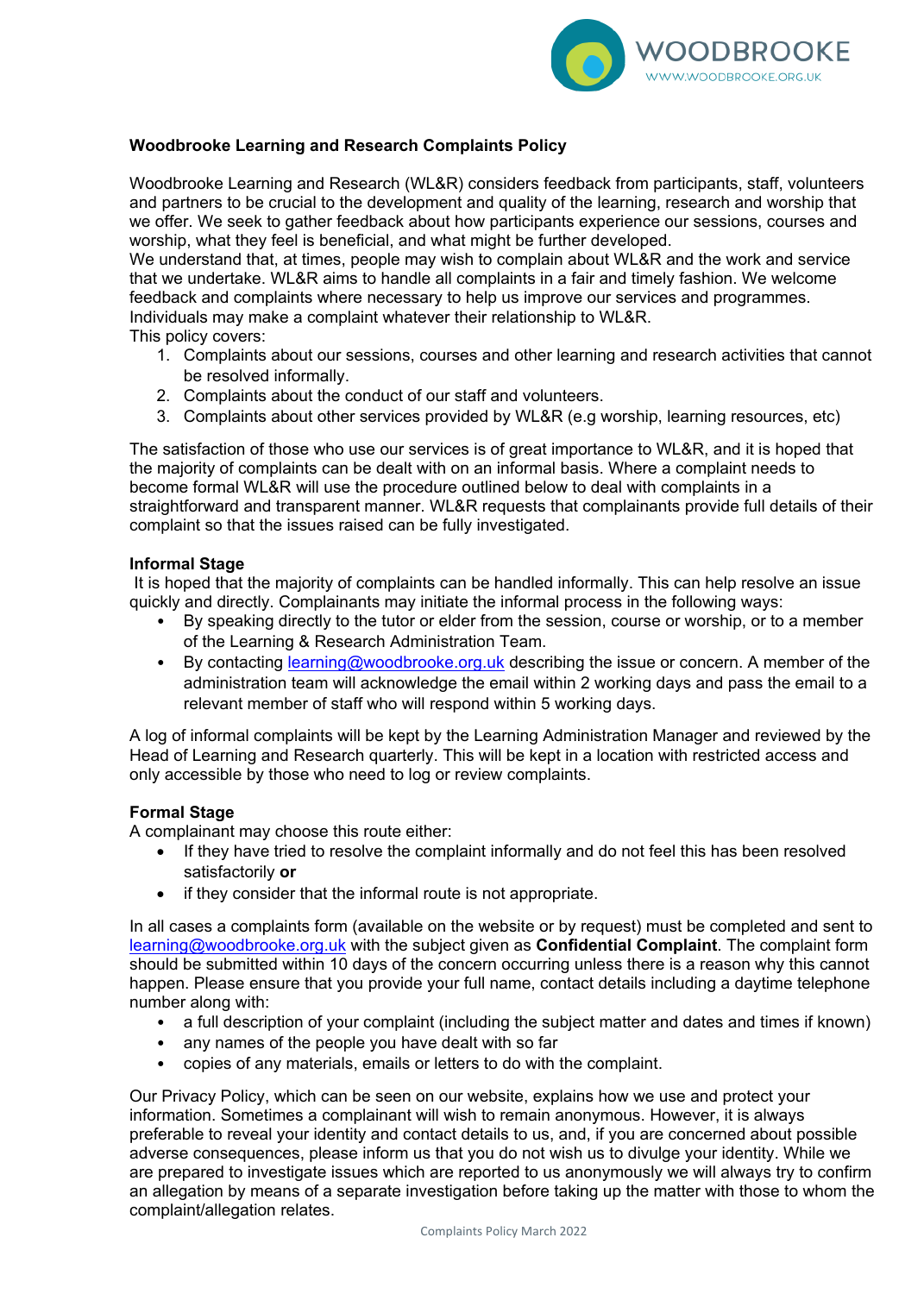**Woodbrooke Learning and Research Complaints Policy**

Woodbrooke Learning and Research (WL&R) considers feedback from participants, staff, volunteers and partners to be crucial to the development and quality of the learning, research and worship that we offer. We seek to gather feedback about how participants experience our sessions, courses and worship, what they feel is beneficial, and what might be further developed.

We understand that, at times, people may wish to complain about WL&R and the work and service that we undertake. WL&R aims to handle all complaints in a fair and timely fashion. We welcome feedback and complaints where necessary to help us improve our services and programmes. Individuals may make a complaint whatever their relationship to WL&R.

This policy covers:

1. Complaints about our sessions, courses and other learning and research activities that cannot be resolved informally.
2. Complaints about the conduct of our staff and volunteers.
3. Complaints about other services provided by WL&R (e.g worship, learning resources, etc)

The satisfaction of those who use our services is of great importance to WL&R, and it is hoped that the majority of complaints can be dealt with on an informal basis. Where a complaint needs to become formal WL&R will use the procedure outlined below to deal with complaints in a straightforward and transparent manner. WL&R requests that complainants provide full details of their complaint so that the issues raised can be fully investigated.

**Informal Stage**

It is hoped that the majority of complaints can be handled informally. This can help resolve an issue quickly and directly. Complainants may initiate the informal process in the following ways:

- By speaking directly to the tutor or elder from the session, course or worship, or to a member of the Learning & Research Administration Team.
- By contacting learning@woodbrooke.org.uk describing the issue or concern. A member of the administration team will acknowledge the email within 2 working days and pass the email to a relevant member of staff who will respond within 5 working days.

A log of informal complaints will be kept by the Learning Administration Manager and reviewed by the Head of Learning and Research quarterly. This will be kept in a location with restricted access and only accessible by those who need to log or review complaints.

**Formal Stage**

A complainant may choose this route either:

- If they have tried to resolve the complaint informally and do not feel this has been resolved satisfactorily **or**
- if they consider that the informal route is not appropriate.

In all cases a complaints form (available on the website or by request) must be completed and sent to learning@woodbrooke.org.uk with the subject given as **Confidential Complaint**. The complaint form should be submitted within 10 days of the concern occurring unless there is a reason why this cannot happen. Please ensure that you provide your full name, contact details including a daytime telephone number along with:

- a full description of your complaint (including the subject matter and dates and times if known)
- any names of the people you have dealt with so far
- copies of any materials, emails or letters to do with the complaint.

Our Privacy Policy, which can be seen on our website, explains how we use and protect your information. Sometimes a complainant will wish to remain anonymous. However, it is always preferable to reveal your identity and contact details to us, and, if you are concerned about possible adverse consequences, please inform us that you do not wish us to divulge your identity. While we are prepared to investigate issues which are reported to us anonymously we will always try to confirm an allegation by means of a separate investigation before taking up the matter with those to whom the complaint/allegation relates.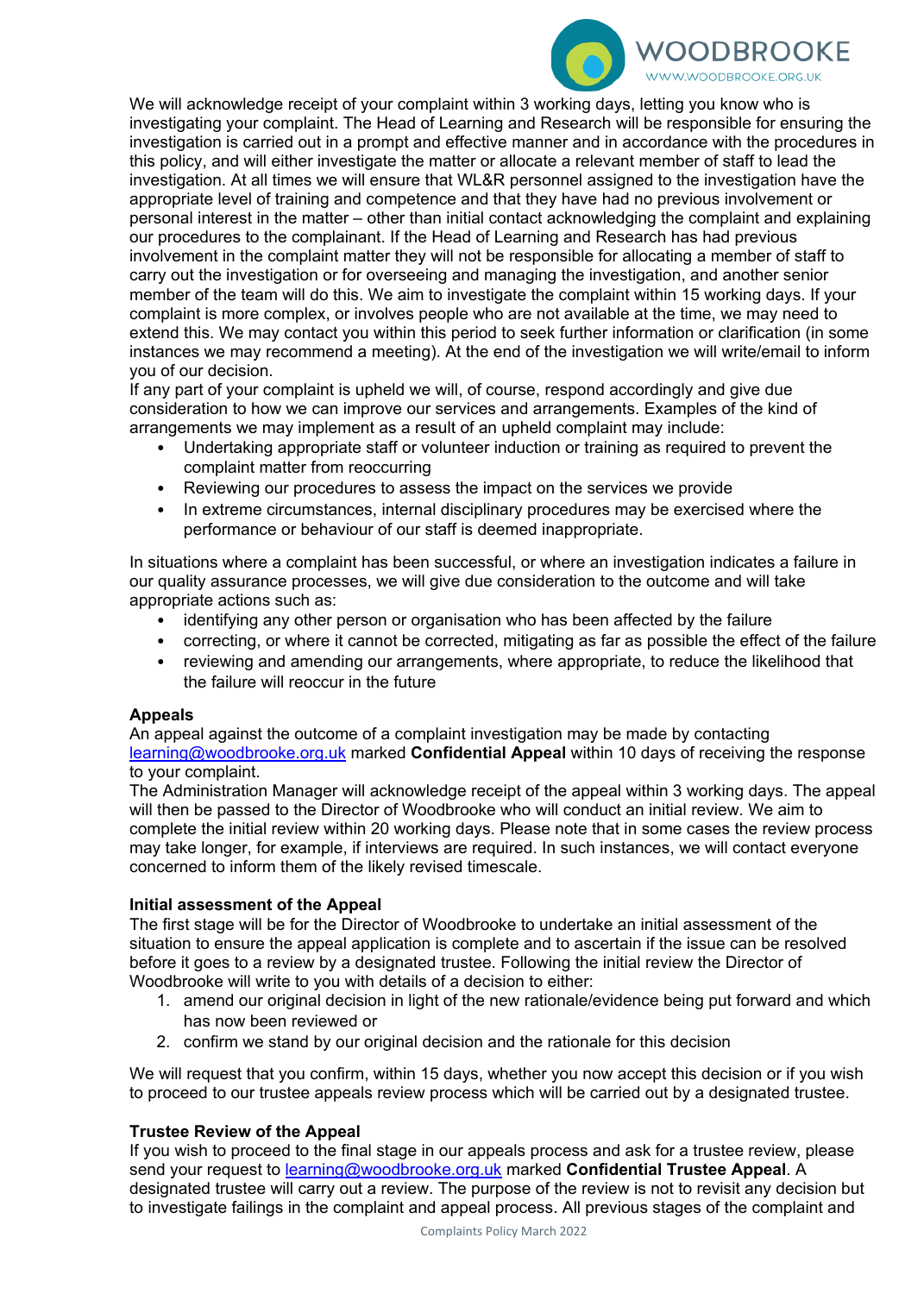We will acknowledge receipt of your complaint within 3 working days, letting you know who is investigating your complaint. The Head of Learning and Research will be responsible for ensuring the investigation is carried out in a prompt and effective manner and in accordance with the procedures in this policy, and will either investigate the matter or allocate a relevant member of staff to lead the investigation. At all times we will ensure that WL&R personnel assigned to the investigation have the appropriate level of training and competence and that they have had no previous involvement or personal interest in the matter – other than initial contact acknowledging the complaint and explaining our procedures to the complainant. If the Head of Learning and Research has had previous involvement in the complaint matter they will not be responsible for allocating a member of staff to carry out the investigation or for overseeing and managing the investigation, and another senior member of the team will do this. We aim to investigate the complaint within 15 working days. If your complaint is more complex, or involves people who are not available at the time, we may need to extend this. We may contact you within this period to seek further information or clarification (in some instances we may recommend a meeting). At the end of the investigation we will write/email to inform you of our decision.

If any part of your complaint is upheld we will, of course, respond accordingly and give due consideration to how we can improve our services and arrangements. Examples of the kind of arrangements we may implement as a result of an upheld complaint may include:

- Undertaking appropriate staff or volunteer induction or training as required to prevent the complaint matter from reoccurring
- Reviewing our procedures to assess the impact on the services we provide
- In extreme circumstances, internal disciplinary procedures may be exercised where the performance or behaviour of our staff is deemed inappropriate.

In situations where a complaint has been successful, or where an investigation indicates a failure in our quality assurance processes, we will give due consideration to the outcome and will take appropriate actions such as:

- identifying any other person or organisation who has been affected by the failure
- correcting, or where it cannot be corrected, mitigating as far as possible the effect of the failure
- reviewing and amending our arrangements, where appropriate, to reduce the likelihood that the failure will reoccur in the future

**Appeals**

An appeal against the outcome of a complaint investigation may be made by contacting learning@woodbrooke.org.uk marked **Confidential Appeal** within 10 days of receiving the response to your complaint.

The Administration Manager will acknowledge receipt of the appeal within 3 working days. The appeal will then be passed to the Director of Woodbrooke who will conduct an initial review. We aim to complete the initial review within 20 working days. Please note that in some cases the review process may take longer, for example, if interviews are required. In such instances, we will contact everyone concerned to inform them of the likely revised timescale.

**Initial assessment of the Appeal**

The first stage will be for the Director of Woodbrooke to undertake an initial assessment of the situation to ensure the appeal application is complete and to ascertain if the issue can be resolved before it goes to a review by a designated trustee. Following the initial review the Director of Woodbrooke will write to you with details of a decision to either:

1. amend our original decision in light of the new rationale/evidence being put forward and which has now been reviewed or
2. confirm we stand by our original decision and the rationale for this decision

We will request that you confirm, within 15 days, whether you now accept this decision or if you wish to proceed to our trustee appeals review process which will be carried out by a designated trustee.

**Trustee Review of the Appeal**

If you wish to proceed to the final stage in our appeals process and ask for a trustee review, please send your request to learning@woodbrooke.org.uk marked **Confidential Trustee Appeal**. A designated trustee will carry out a review. The purpose of the review is not to revisit any decision but to investigate failings in the complaint and appeal process. All previous stages of the complaint and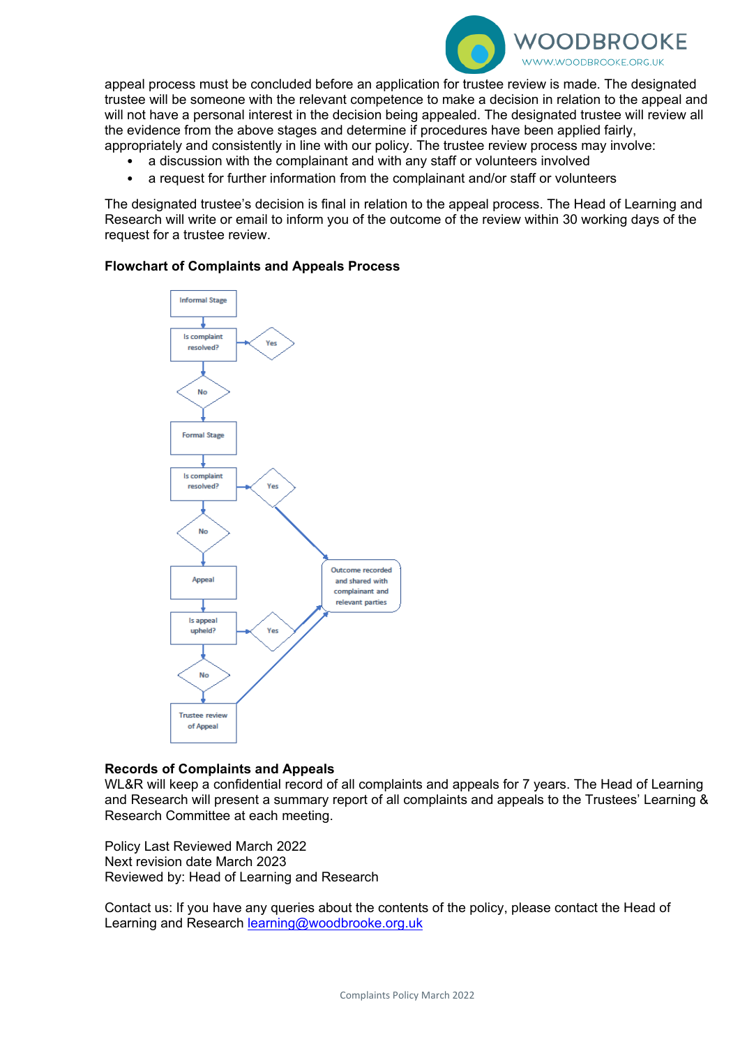appeal process must be concluded before an application for trustee review is made. The designated trustee will be someone with the relevant competence to make a decision in relation to the appeal and will not have a personal interest in the decision being appealed. The designated trustee will review all the evidence from the above stages and determine if procedures have been applied fairly, appropriately and consistently in line with our policy. The trustee review process may involve:

- a discussion with the complainant and with any staff or volunteers involved
- a request for further information from the complainant and/or staff or volunteers

The designated trustee's decision is final in relation to the appeal process. The Head of Learning and Research will write or email to inform you of the outcome of the review within 30 working days of the request for a trustee review.

**Flowchart of Complaints and Appeals Process**

Informal Stage

Is complaint resolved?

Yes

No

Formal Stage

Is complaint resolved?

Yes

No

Appeal

Is appeal upheld?

Yes

No

Trustee review of Appeal

Outcome recorded and shared with complainant and relevant parties

**Records of Complaints and Appeals**

WL&R will keep a confidential record of all complaints and appeals for 7 years. The Head of Learning and Research will present a summary report of all complaints and appeals to the Trustees' Learning & Research Committee at each meeting.

Policy Last Reviewed March 2022
Next revision date March 2023
Reviewed by: Head of Learning and Research

Contact us: If you have any queries about the contents of the policy, please contact the Head of Learning and Research learning@woodbrooke.org.uk